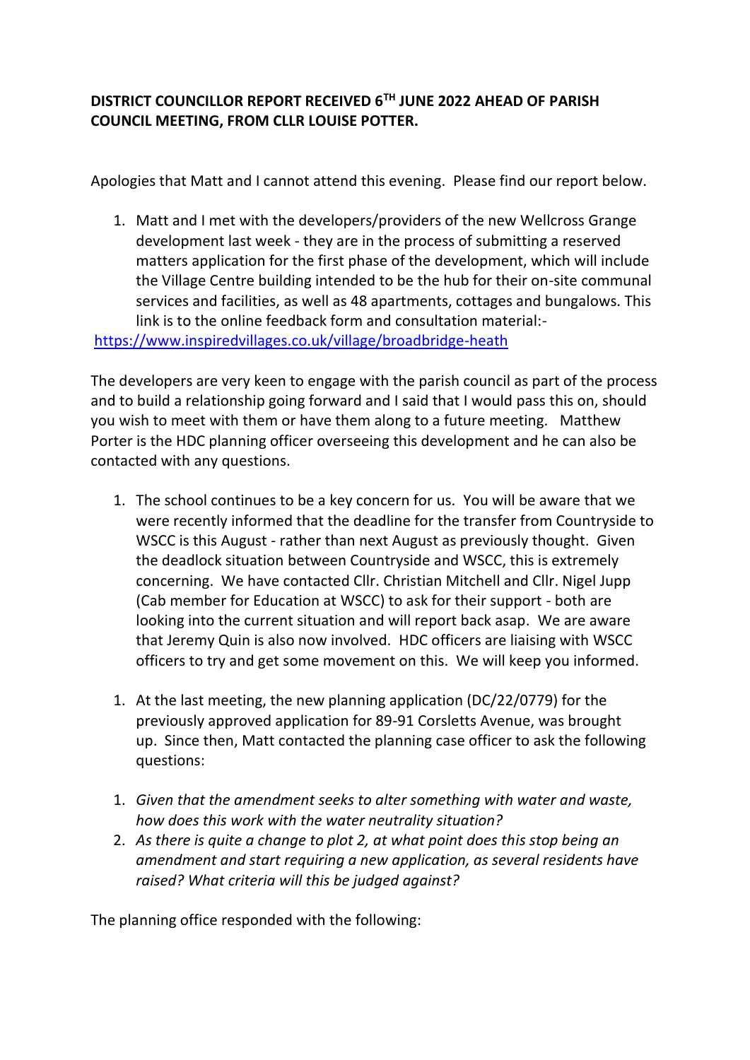**DISTRICT COUNCILLOR REPORT RECEIVED 6TH JUNE 2022 AHEAD OF PARISH COUNCIL MEETING, FROM CLLR LOUISE POTTER.**

Apologies that Matt and I cannot attend this evening. Please find our report below.

1. Matt and I met with the developers/providers of the new Wellcross Grange development last week - they are in the process of submitting a reserved matters application for the first phase of the development, which will include the Village Centre building intended to be the hub for their on-site communal services and facilities, as well as 48 apartments, cottages and bungalows. This link is to the online feedback form and consultation material:-

https://www.inspiredvillages.co.uk/village/broadbridge-heath

The developers are very keen to engage with the parish council as part of the process and to build a relationship going forward and I said that I would pass this on, should you wish to meet with them or have them along to a future meeting. Matthew Porter is the HDC planning officer overseeing this development and he can also be contacted with any questions.

1. The school continues to be a key concern for us. You will be aware that we were recently informed that the deadline for the transfer from Countryside to WSCC is this August - rather than next August as previously thought. Given the deadlock situation between Countryside and WSCC, this is extremely concerning. We have contacted Cllr. Christian Mitchell and Cllr. Nigel Jupp (Cab member for Education at WSCC) to ask for their support - both are looking into the current situation and will report back asap. We are aware that Jeremy Quin is also now involved. HDC officers are liaising with WSCC officers to try and get some movement on this. We will keep you informed.

1. At the last meeting, the new planning application (DC/22/0779) for the previously approved application for 89-91 Corsletts Avenue, was brought up. Since then, Matt contacted the planning case officer to ask the following questions:

1. *Given that the amendment seeks to alter something with water and waste, how does this work with the water neutrality situation?*
2. *As there is quite a change to plot 2, at what point does this stop being an amendment and start requiring a new application, as several residents have raised? What criteria will this be judged against?*

The planning office responded with the following: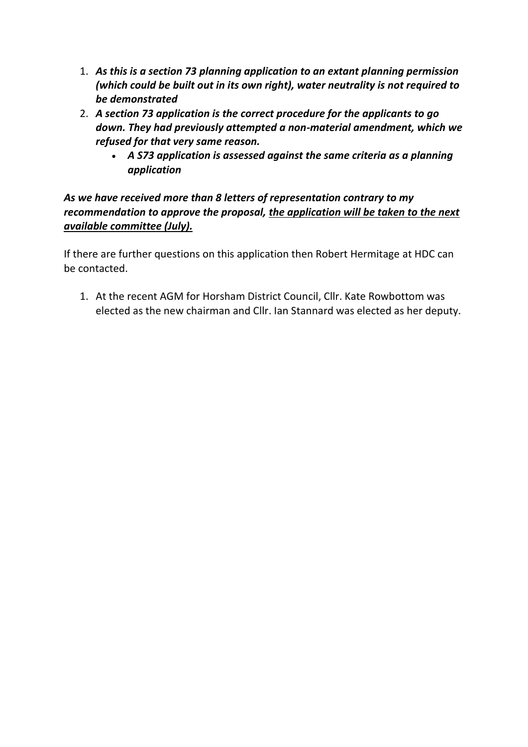1. ***As this is a section 73 planning application to an extant planning permission (which could be built out in its own right), water neutrality is not required to be demonstrated***
2. ***A section 73 application is the correct procedure for the applicants to go down. They had previously attempted a non-material amendment, which we refused for that very same reason.***
   - ***A S73 application is assessed against the same criteria as a planning application***

***As we have received more than 8 letters of representation contrary to my recommendation to approve the proposal, <u>the application will be taken to the next available committee (July).</u>***

If there are further questions on this application then Robert Hermitage at HDC can be contacted.

1. At the recent AGM for Horsham District Council, Cllr. Kate Rowbottom was elected as the new chairman and Cllr. Ian Stannard was elected as her deputy.